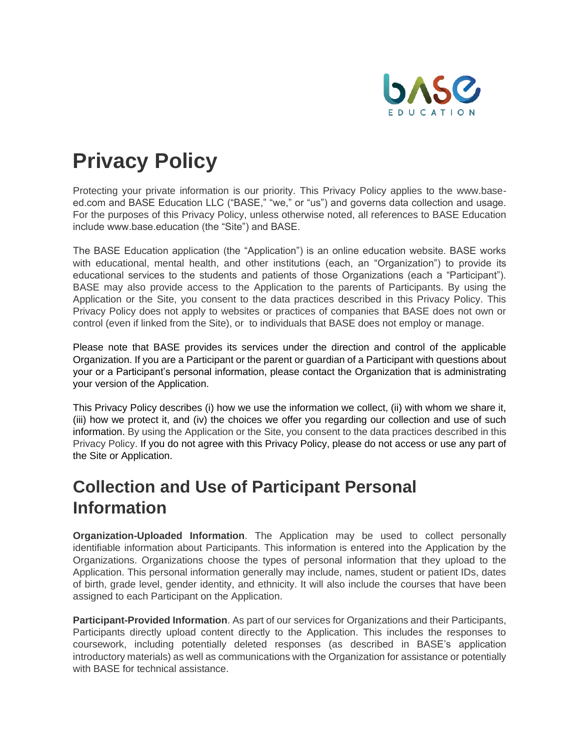# Privacy Policy

Protecting your private information is our priority. This Privacy Policy applies to the www.base-ed.com and BASE Education LLC ("BASE," "we," or "us") and governs data collection and usage. For the purposes of this Privacy Policy, unless otherwise noted, all references to BASE Education include www.base.education (the "Site") and BASE.

The BASE Education application (the "Application") is an online education website. BASE works with educational, mental health, and other institutions (each, an "Organization") to provide its educational services to the students and patients of those Organizations (each a "Participant"). BASE may also provide access to the Application to the parents of Participants. By using the Application or the Site, you consent to the data practices described in this Privacy Policy. This Privacy Policy does not apply to websites or practices of companies that BASE does not own or control (even if linked from the Site), or to individuals that BASE does not employ or manage.

Please note that BASE provides its services under the direction and control of the applicable Organization. If you are a Participant or the parent or guardian of a Participant with questions about your or a Participant's personal information, please contact the Organization that is administrating your version of the Application.

This Privacy Policy describes (i) how we use the information we collect, (ii) with whom we share it, (iii) how we protect it, and (iv) the choices we offer you regarding our collection and use of such information. By using the Application or the Site, you consent to the data practices described in this Privacy Policy. If you do not agree with this Privacy Policy, please do not access or use any part of the Site or Application.

## Collection and Use of Participant Personal Information

**Organization-Uploaded Information**. The Application may be used to collect personally identifiable information about Participants. This information is entered into the Application by the Organizations. Organizations choose the types of personal information that they upload to the Application. This personal information generally may include, names, student or patient IDs, dates of birth, grade level, gender identity, and ethnicity. It will also include the courses that have been assigned to each Participant on the Application.

**Participant-Provided Information**. As part of our services for Organizations and their Participants, Participants directly upload content directly to the Application. This includes the responses to coursework, including potentially deleted responses (as described in BASE's application introductory materials) as well as communications with the Organization for assistance or potentially with BASE for technical assistance.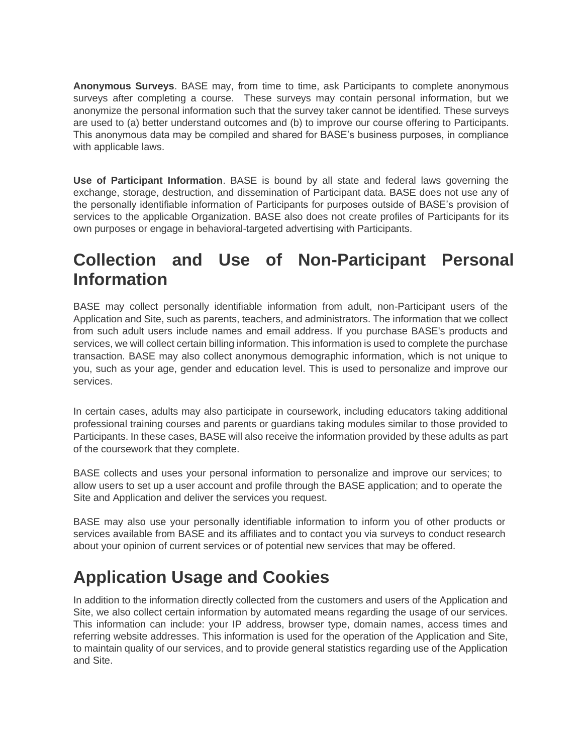**Anonymous Surveys**. BASE may, from time to time, ask Participants to complete anonymous surveys after completing a course. These surveys may contain personal information, but we anonymize the personal information such that the survey taker cannot be identified. These surveys are used to (a) better understand outcomes and (b) to improve our course offering to Participants. This anonymous data may be compiled and shared for BASE's business purposes, in compliance with applicable laws.

**Use of Participant Information**. BASE is bound by all state and federal laws governing the exchange, storage, destruction, and dissemination of Participant data. BASE does not use any of the personally identifiable information of Participants for purposes outside of BASE's provision of services to the applicable Organization. BASE also does not create profiles of Participants for its own purposes or engage in behavioral-targeted advertising with Participants.

# Collection and Use of Non-Participant Personal Information

BASE may collect personally identifiable information from adult, non-Participant users of the Application and Site, such as parents, teachers, and administrators. The information that we collect from such adult users include names and email address. If you purchase BASE's products and services, we will collect certain billing information. This information is used to complete the purchase transaction. BASE may also collect anonymous demographic information, which is not unique to you, such as your age, gender and education level. This is used to personalize and improve our services.

In certain cases, adults may also participate in coursework, including educators taking additional professional training courses and parents or guardians taking modules similar to those provided to Participants. In these cases, BASE will also receive the information provided by these adults as part of the coursework that they complete.

BASE collects and uses your personal information to personalize and improve our services; to allow users to set up a user account and profile through the BASE application; and to operate the Site and Application and deliver the services you request.

BASE may also use your personally identifiable information to inform you of other products or services available from BASE and its affiliates and to contact you via surveys to conduct research about your opinion of current services or of potential new services that may be offered.

# Application Usage and Cookies

In addition to the information directly collected from the customers and users of the Application and Site, we also collect certain information by automated means regarding the usage of our services. This information can include: your IP address, browser type, domain names, access times and referring website addresses. This information is used for the operation of the Application and Site, to maintain quality of our services, and to provide general statistics regarding use of the Application and Site.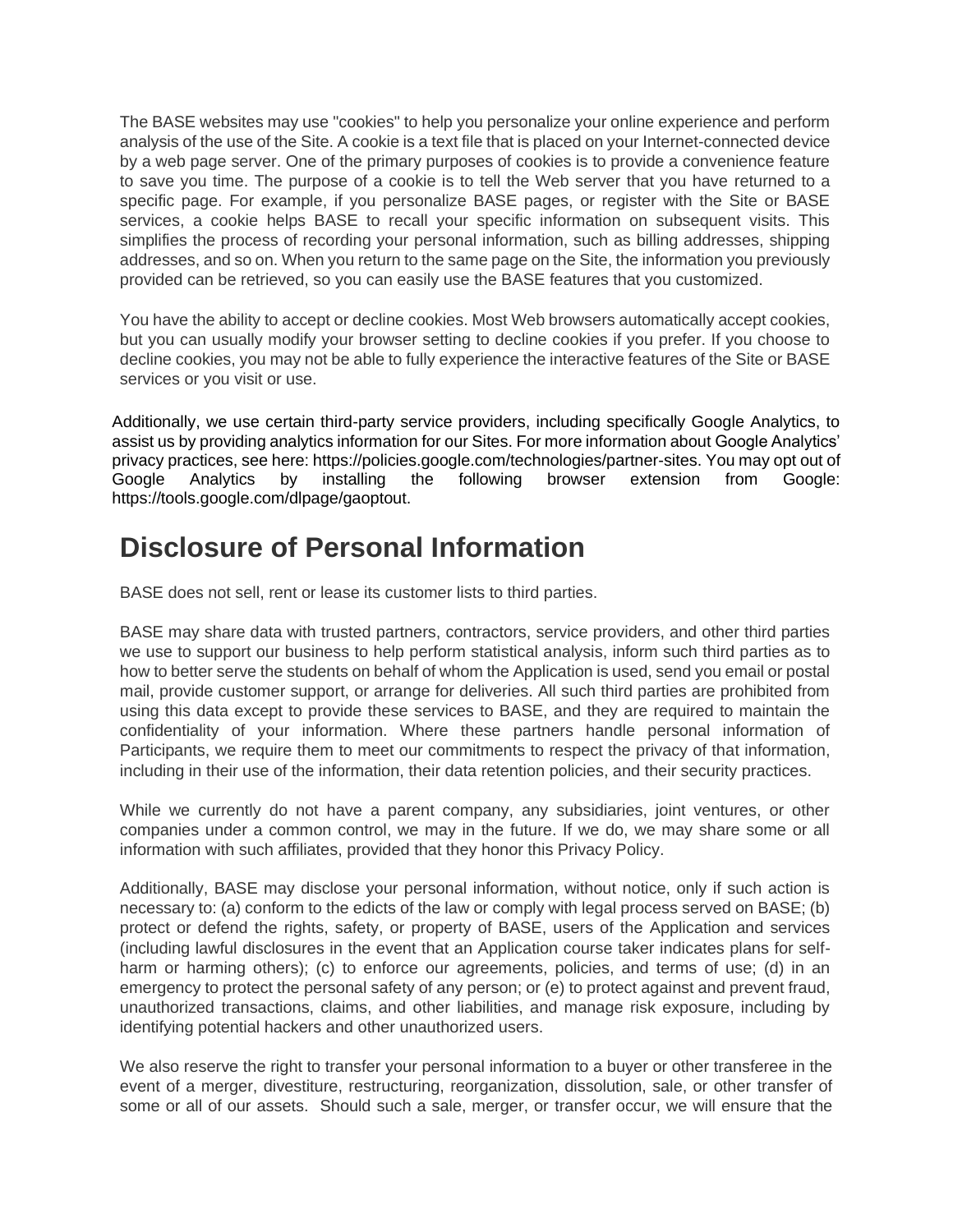The BASE websites may use "cookies" to help you personalize your online experience and perform analysis of the use of the Site. A cookie is a text file that is placed on your Internet-connected device by a web page server. One of the primary purposes of cookies is to provide a convenience feature to save you time. The purpose of a cookie is to tell the Web server that you have returned to a specific page. For example, if you personalize BASE pages, or register with the Site or BASE services, a cookie helps BASE to recall your specific information on subsequent visits. This simplifies the process of recording your personal information, such as billing addresses, shipping addresses, and so on. When you return to the same page on the Site, the information you previously provided can be retrieved, so you can easily use the BASE features that you customized.

You have the ability to accept or decline cookies. Most Web browsers automatically accept cookies, but you can usually modify your browser setting to decline cookies if you prefer. If you choose to decline cookies, you may not be able to fully experience the interactive features of the Site or BASE services or you visit or use.

Additionally, we use certain third-party service providers, including specifically Google Analytics, to assist us by providing analytics information for our Sites. For more information about Google Analytics' privacy practices, see here: https://policies.google.com/technologies/partner-sites. You may opt out of Google Analytics by installing the following browser extension from Google: https://tools.google.com/dlpage/gaoptout.

# Disclosure of Personal Information

BASE does not sell, rent or lease its customer lists to third parties.

BASE may share data with trusted partners, contractors, service providers, and other third parties we use to support our business to help perform statistical analysis, inform such third parties as to how to better serve the students on behalf of whom the Application is used, send you email or postal mail, provide customer support, or arrange for deliveries. All such third parties are prohibited from using this data except to provide these services to BASE, and they are required to maintain the confidentiality of your information. Where these partners handle personal information of Participants, we require them to meet our commitments to respect the privacy of that information, including in their use of the information, their data retention policies, and their security practices.

While we currently do not have a parent company, any subsidiaries, joint ventures, or other companies under a common control, we may in the future. If we do, we may share some or all information with such affiliates, provided that they honor this Privacy Policy.

Additionally, BASE may disclose your personal information, without notice, only if such action is necessary to: (a) conform to the edicts of the law or comply with legal process served on BASE; (b) protect or defend the rights, safety, or property of BASE, users of the Application and services (including lawful disclosures in the event that an Application course taker indicates plans for self-harm or harming others); (c) to enforce our agreements, policies, and terms of use; (d) in an emergency to protect the personal safety of any person; or (e) to protect against and prevent fraud, unauthorized transactions, claims, and other liabilities, and manage risk exposure, including by identifying potential hackers and other unauthorized users.

We also reserve the right to transfer your personal information to a buyer or other transferee in the event of a merger, divestiture, restructuring, reorganization, dissolution, sale, or other transfer of some or all of our assets. Should such a sale, merger, or transfer occur, we will ensure that the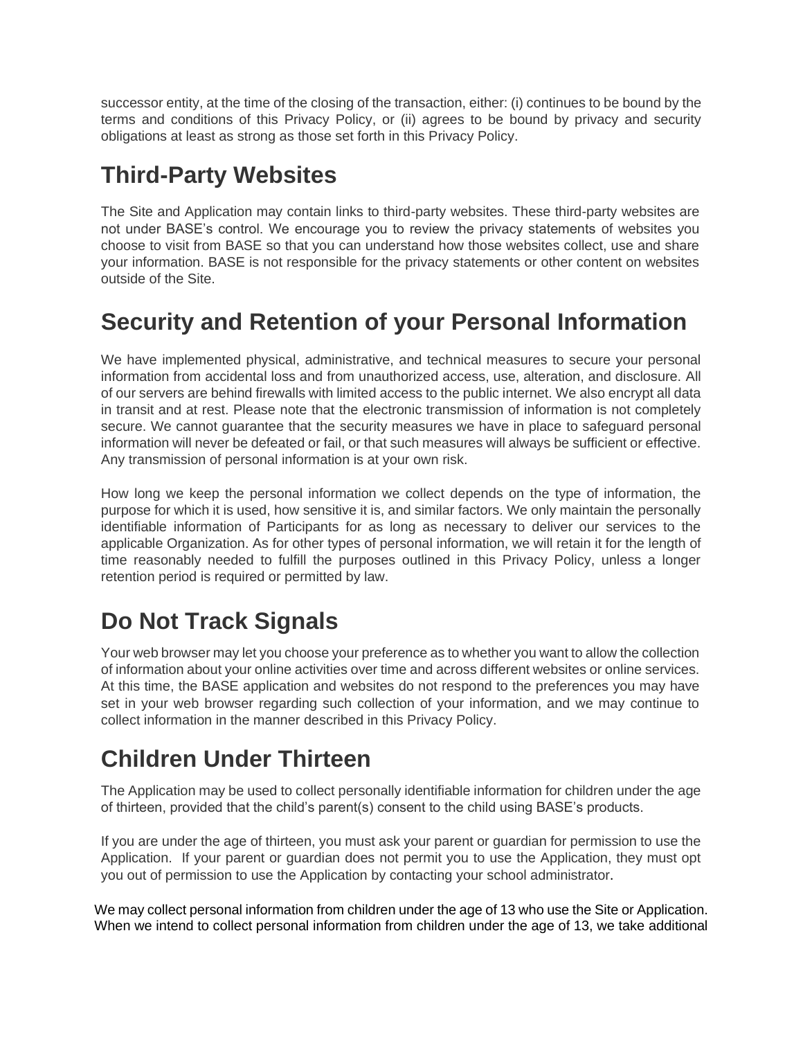successor entity, at the time of the closing of the transaction, either: (i) continues to be bound by the terms and conditions of this Privacy Policy, or (ii) agrees to be bound by privacy and security obligations at least as strong as those set forth in this Privacy Policy.

## Third-Party Websites

The Site and Application may contain links to third-party websites. These third-party websites are not under BASE's control. We encourage you to review the privacy statements of websites you choose to visit from BASE so that you can understand how those websites collect, use and share your information. BASE is not responsible for the privacy statements or other content on websites outside of the Site.

## Security and Retention of your Personal Information

We have implemented physical, administrative, and technical measures to secure your personal information from accidental loss and from unauthorized access, use, alteration, and disclosure. All of our servers are behind firewalls with limited access to the public internet. We also encrypt all data in transit and at rest. Please note that the electronic transmission of information is not completely secure. We cannot guarantee that the security measures we have in place to safeguard personal information will never be defeated or fail, or that such measures will always be sufficient or effective. Any transmission of personal information is at your own risk.

How long we keep the personal information we collect depends on the type of information, the purpose for which it is used, how sensitive it is, and similar factors. We only maintain the personally identifiable information of Participants for as long as necessary to deliver our services to the applicable Organization. As for other types of personal information, we will retain it for the length of time reasonably needed to fulfill the purposes outlined in this Privacy Policy, unless a longer retention period is required or permitted by law.

## Do Not Track Signals

Your web browser may let you choose your preference as to whether you want to allow the collection of information about your online activities over time and across different websites or online services. At this time, the BASE application and websites do not respond to the preferences you may have set in your web browser regarding such collection of your information, and we may continue to collect information in the manner described in this Privacy Policy.

## Children Under Thirteen

The Application may be used to collect personally identifiable information for children under the age of thirteen, provided that the child's parent(s) consent to the child using BASE's products.

If you are under the age of thirteen, you must ask your parent or guardian for permission to use the Application. If your parent or guardian does not permit you to use the Application, they must opt you out of permission to use the Application by contacting your school administrator.

We may collect personal information from children under the age of 13 who use the Site or Application. When we intend to collect personal information from children under the age of 13, we take additional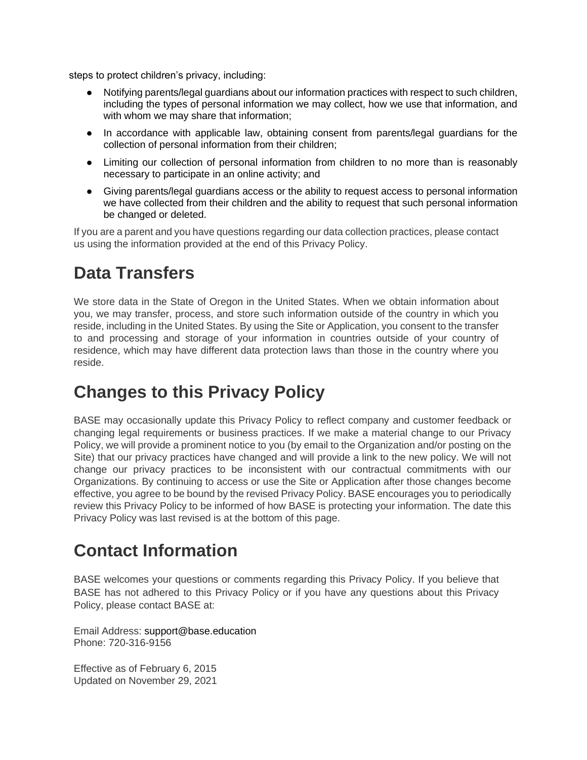steps to protect children's privacy, including:

- Notifying parents/legal guardians about our information practices with respect to such children, including the types of personal information we may collect, how we use that information, and with whom we may share that information;
- In accordance with applicable law, obtaining consent from parents/legal guardians for the collection of personal information from their children;
- Limiting our collection of personal information from children to no more than is reasonably necessary to participate in an online activity; and
- Giving parents/legal guardians access or the ability to request access to personal information we have collected from their children and the ability to request that such personal information be changed or deleted.

If you are a parent and you have questions regarding our data collection practices, please contact us using the information provided at the end of this Privacy Policy.

# Data Transfers

We store data in the State of Oregon in the United States. When we obtain information about you, we may transfer, process, and store such information outside of the country in which you reside, including in the United States. By using the Site or Application, you consent to the transfer to and processing and storage of your information in countries outside of your country of residence, which may have different data protection laws than those in the country where you reside.

# Changes to this Privacy Policy

BASE may occasionally update this Privacy Policy to reflect company and customer feedback or changing legal requirements or business practices. If we make a material change to our Privacy Policy, we will provide a prominent notice to you (by email to the Organization and/or posting on the Site) that our privacy practices have changed and will provide a link to the new policy. We will not change our privacy practices to be inconsistent with our contractual commitments with our Organizations. By continuing to access or use the Site or Application after those changes become effective, you agree to be bound by the revised Privacy Policy. BASE encourages you to periodically review this Privacy Policy to be informed of how BASE is protecting your information. The date this Privacy Policy was last revised is at the bottom of this page.

# Contact Information

BASE welcomes your questions or comments regarding this Privacy Policy. If you believe that BASE has not adhered to this Privacy Policy or if you have any questions about this Privacy Policy, please contact BASE at:

Email Address: support@base.education
Phone: 720-316-9156

Effective as of February 6, 2015
Updated on November 29, 2021